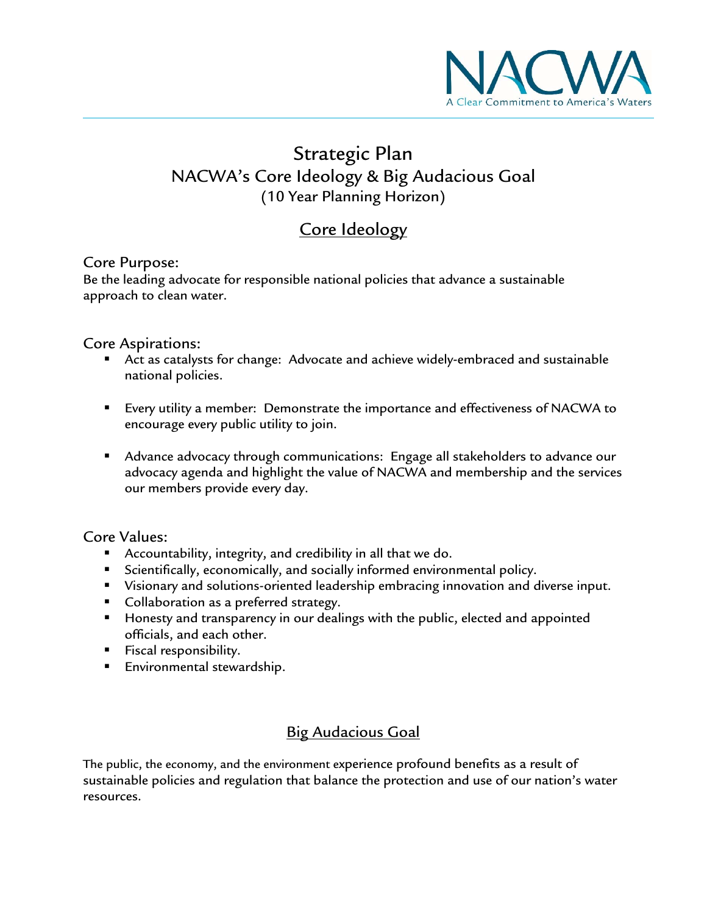NACWA

A Clear Commitment to America's Waters

# Strategic Plan
## NACWA's Core Ideology & Big Audacious Goal
### (10 Year Planning Horizon)

## Core Ideology

### Core Purpose:

Be the leading advocate for responsible national policies that advance a sustainable approach to clean water.

### Core Aspirations:

- Act as catalysts for change: Advocate and achieve widely-embraced and sustainable national policies.
- Every utility a member: Demonstrate the importance and effectiveness of NACWA to encourage every public utility to join.
- Advance advocacy through communications: Engage all stakeholders to advance our advocacy agenda and highlight the value of NACWA and membership and the services our members provide every day.

### Core Values:

- Accountability, integrity, and credibility in all that we do.
- Scientifically, economically, and socially informed environmental policy.
- Visionary and solutions-oriented leadership embracing innovation and diverse input.
- Collaboration as a preferred strategy.
- Honesty and transparency in our dealings with the public, elected and appointed officials, and each other.
- Fiscal responsibility.
- Environmental stewardship.

## Big Audacious Goal

The public, the economy, and the environment experience profound benefits as a result of sustainable policies and regulation that balance the protection and use of our nation's water resources.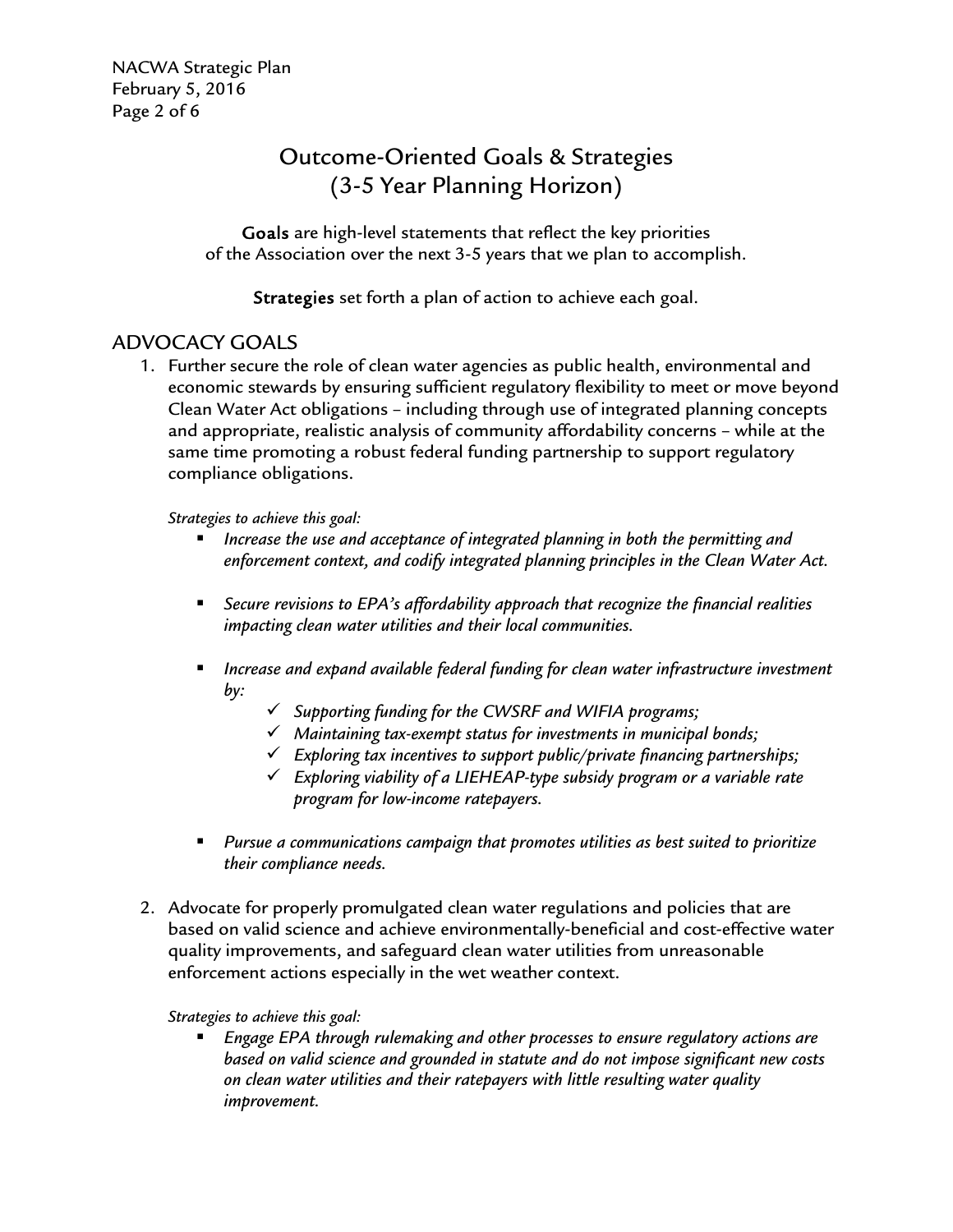# Outcome-Oriented Goals & Strategies
# (3-5 Year Planning Horizon)

**Goals** are high-level statements that reflect the key priorities of the Association over the next 3-5 years that we plan to accomplish.

**Strategies** set forth a plan of action to achieve each goal.

## ADVOCACY GOALS

1. Further secure the role of clean water agencies as public health, environmental and economic stewards by ensuring sufficient regulatory flexibility to meet or move beyond Clean Water Act obligations – including through use of integrated planning concepts and appropriate, realistic analysis of community affordability concerns – while at the same time promoting a robust federal funding partnership to support regulatory compliance obligations.

   *Strategies to achieve this goal:*

   - *Increase the use and acceptance of integrated planning in both the permitting and enforcement context, and codify integrated planning principles in the Clean Water Act.*
   - *Secure revisions to EPA's affordability approach that recognize the financial realities impacting clean water utilities and their local communities.*
   - *Increase and expand available federal funding for clean water infrastructure investment by:*
     - ✓ *Supporting funding for the CWSRF and WIFIA programs;*
     - ✓ *Maintaining tax-exempt status for investments in municipal bonds;*
     - ✓ *Exploring tax incentives to support public/private financing partnerships;*
     - ✓ *Exploring viability of a LIEHEAP-type subsidy program or a variable rate program for low-income ratepayers.*
   - *Pursue a communications campaign that promotes utilities as best suited to prioritize their compliance needs.*

2. Advocate for properly promulgated clean water regulations and policies that are based on valid science and achieve environmentally-beneficial and cost-effective water quality improvements, and safeguard clean water utilities from unreasonable enforcement actions especially in the wet weather context.

   *Strategies to achieve this goal:*

   - *Engage EPA through rulemaking and other processes to ensure regulatory actions are based on valid science and grounded in statute and do not impose significant new costs on clean water utilities and their ratepayers with little resulting water quality improvement.*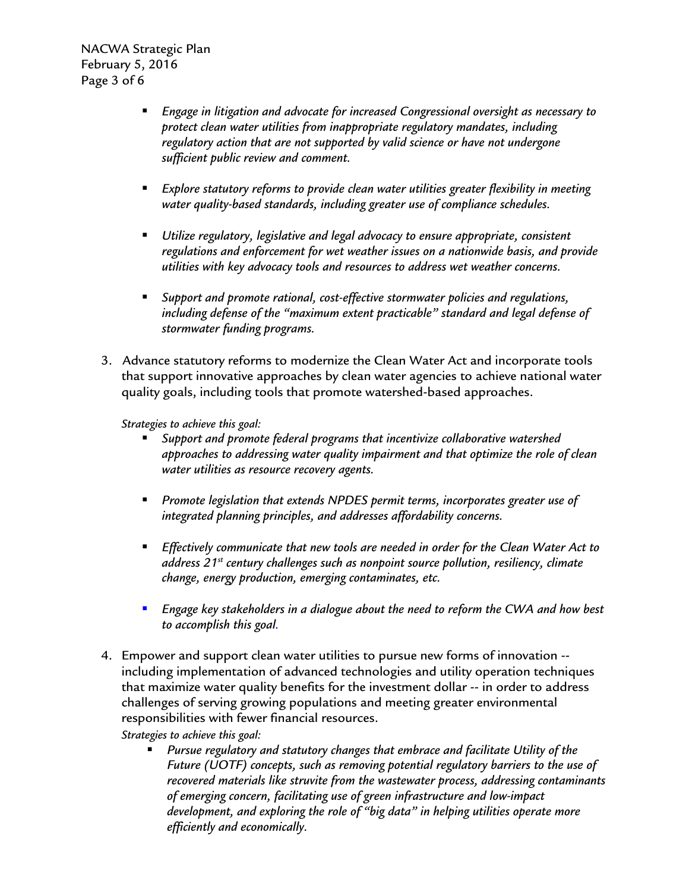- *Engage in litigation and advocate for increased Congressional oversight as necessary to protect clean water utilities from inappropriate regulatory mandates, including regulatory action that are not supported by valid science or have not undergone sufficient public review and comment.*

- *Explore statutory reforms to provide clean water utilities greater flexibility in meeting water quality-based standards, including greater use of compliance schedules.*

- *Utilize regulatory, legislative and legal advocacy to ensure appropriate, consistent regulations and enforcement for wet weather issues on a nationwide basis, and provide utilities with key advocacy tools and resources to address wet weather concerns.*

- *Support and promote rational, cost-effective stormwater policies and regulations, including defense of the "maximum extent practicable" standard and legal defense of stormwater funding programs.*

3. Advance statutory reforms to modernize the Clean Water Act and incorporate tools that support innovative approaches by clean water agencies to achieve national water quality goals, including tools that promote watershed-based approaches.

   *Strategies to achieve this goal:*

   - *Support and promote federal programs that incentivize collaborative watershed approaches to addressing water quality impairment and that optimize the role of clean water utilities as resource recovery agents.*

   - *Promote legislation that extends NPDES permit terms, incorporates greater use of integrated planning principles, and addresses affordability concerns.*

   - *Effectively communicate that new tools are needed in order for the Clean Water Act to address 21st century challenges such as nonpoint source pollution, resiliency, climate change, energy production, emerging contaminates, etc.*

   - *Engage key stakeholders in a dialogue about the need to reform the CWA and how best to accomplish this goal.*

4. Empower and support clean water utilities to pursue new forms of innovation -- including implementation of advanced technologies and utility operation techniques that maximize water quality benefits for the investment dollar -- in order to address challenges of serving growing populations and meeting greater environmental responsibilities with fewer financial resources.

   *Strategies to achieve this goal:*

   - *Pursue regulatory and statutory changes that embrace and facilitate Utility of the Future (UOTF) concepts, such as removing potential regulatory barriers to the use of recovered materials like struvite from the wastewater process, addressing contaminants of emerging concern, facilitating use of green infrastructure and low-impact development, and exploring the role of "big data" in helping utilities operate more efficiently and economically.*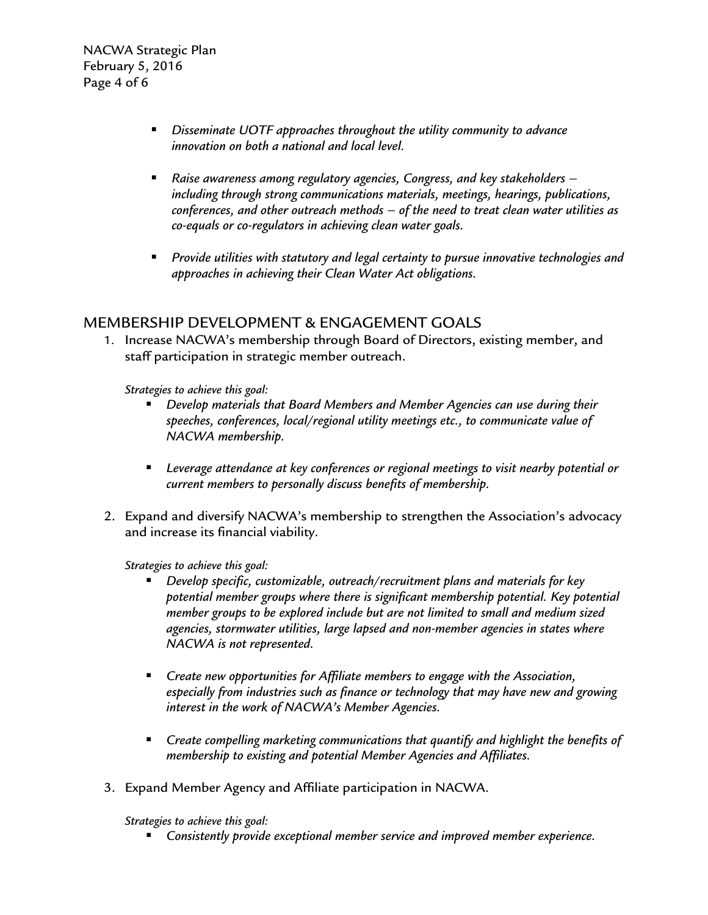- *Disseminate UOTF approaches throughout the utility community to advance innovation on both a national and local level.*

- *Raise awareness among regulatory agencies, Congress, and key stakeholders – including through strong communications materials, meetings, hearings, publications, conferences, and other outreach methods – of the need to treat clean water utilities as co-equals or co-regulators in achieving clean water goals.*

- *Provide utilities with statutory and legal certainty to pursue innovative technologies and approaches in achieving their Clean Water Act obligations.*

## MEMBERSHIP DEVELOPMENT & ENGAGEMENT GOALS

1. Increase NACWA's membership through Board of Directors, existing member, and staff participation in strategic member outreach.

   *Strategies to achieve this goal:*

   - *Develop materials that Board Members and Member Agencies can use during their speeches, conferences, local/regional utility meetings etc., to communicate value of NACWA membership.*

   - *Leverage attendance at key conferences or regional meetings to visit nearby potential or current members to personally discuss benefits of membership.*

2. Expand and diversify NACWA's membership to strengthen the Association's advocacy and increase its financial viability.

   *Strategies to achieve this goal:*

   - *Develop specific, customizable, outreach/recruitment plans and materials for key potential member groups where there is significant membership potential. Key potential member groups to be explored include but are not limited to small and medium sized agencies, stormwater utilities, large lapsed and non-member agencies in states where NACWA is not represented.*

   - *Create new opportunities for Affiliate members to engage with the Association, especially from industries such as finance or technology that may have new and growing interest in the work of NACWA's Member Agencies.*

   - *Create compelling marketing communications that quantify and highlight the benefits of membership to existing and potential Member Agencies and Affiliates.*

3. Expand Member Agency and Affiliate participation in NACWA.

   *Strategies to achieve this goal:*

   - *Consistently provide exceptional member service and improved member experience.*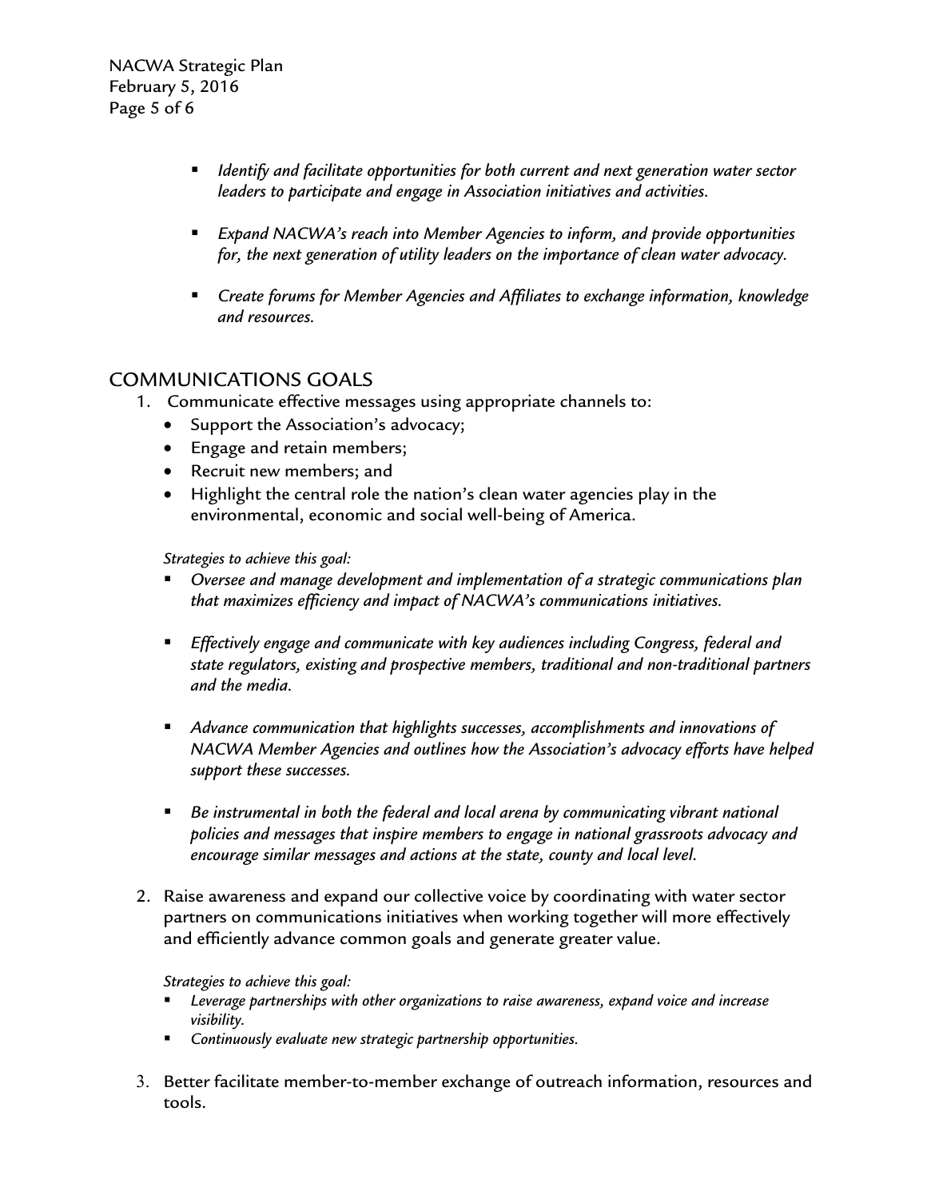- *Identify and facilitate opportunities for both current and next generation water sector leaders to participate and engage in Association initiatives and activities.*

- *Expand NACWA's reach into Member Agencies to inform, and provide opportunities for, the next generation of utility leaders on the importance of clean water advocacy.*

- *Create forums for Member Agencies and Affiliates to exchange information, knowledge and resources.*

## COMMUNICATIONS GOALS

1. Communicate effective messages using appropriate channels to:
   - Support the Association's advocacy;
   - Engage and retain members;
   - Recruit new members; and
   - Highlight the central role the nation's clean water agencies play in the environmental, economic and social well-being of America.

   *Strategies to achieve this goal:*

   - *Oversee and manage development and implementation of a strategic communications plan that maximizes efficiency and impact of NACWA's communications initiatives.*

   - *Effectively engage and communicate with key audiences including Congress, federal and state regulators, existing and prospective members, traditional and non-traditional partners and the media.*

   - *Advance communication that highlights successes, accomplishments and innovations of NACWA Member Agencies and outlines how the Association's advocacy efforts have helped support these successes.*

   - *Be instrumental in both the federal and local arena by communicating vibrant national policies and messages that inspire members to engage in national grassroots advocacy and encourage similar messages and actions at the state, county and local level.*

2. Raise awareness and expand our collective voice by coordinating with water sector partners on communications initiatives when working together will more effectively and efficiently advance common goals and generate greater value.

   *Strategies to achieve this goal:*

   - *Leverage partnerships with other organizations to raise awareness, expand voice and increase visibility.*
   - *Continuously evaluate new strategic partnership opportunities.*

3. Better facilitate member-to-member exchange of outreach information, resources and tools.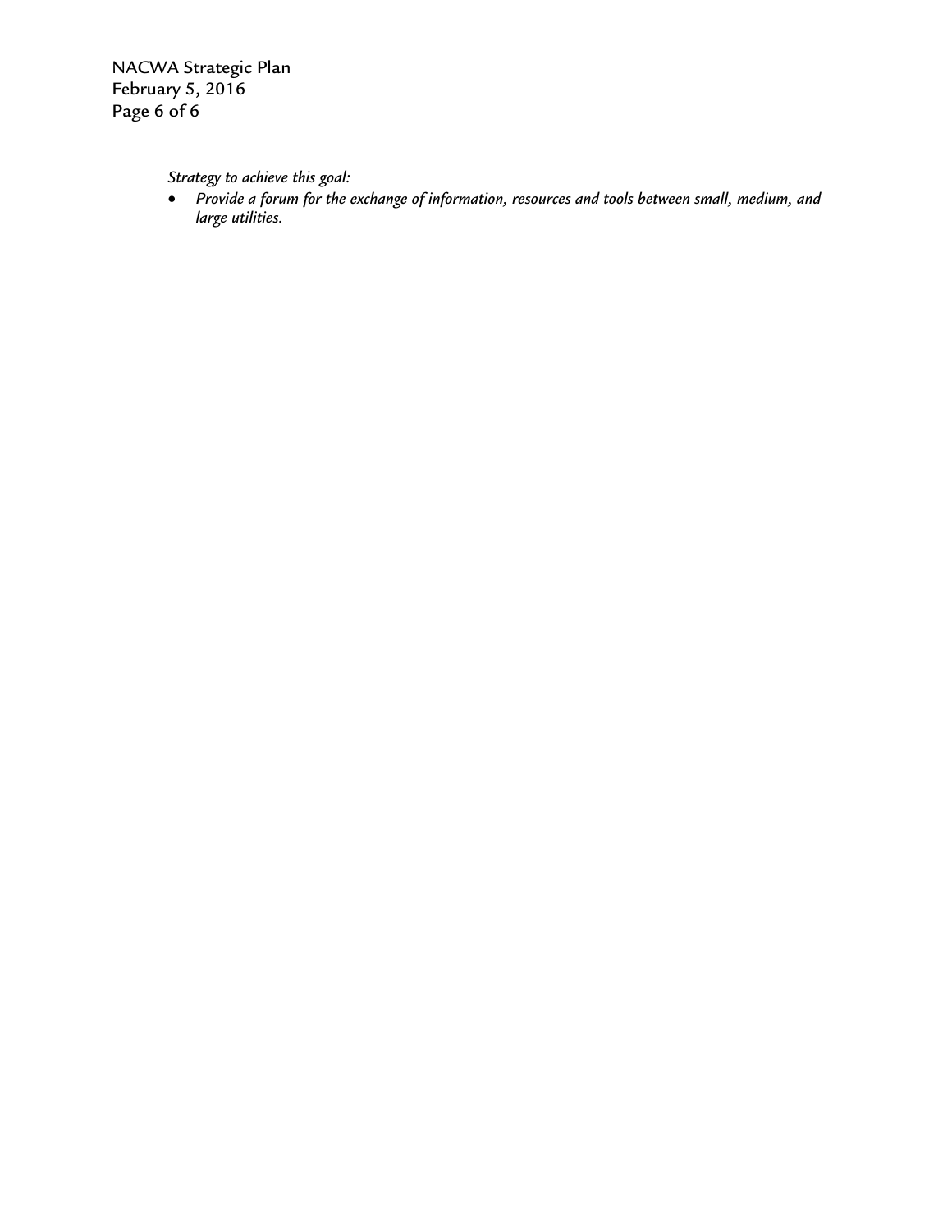*Strategy to achieve this goal:*

- *Provide a forum for the exchange of information, resources and tools between small, medium, and large utilities.*